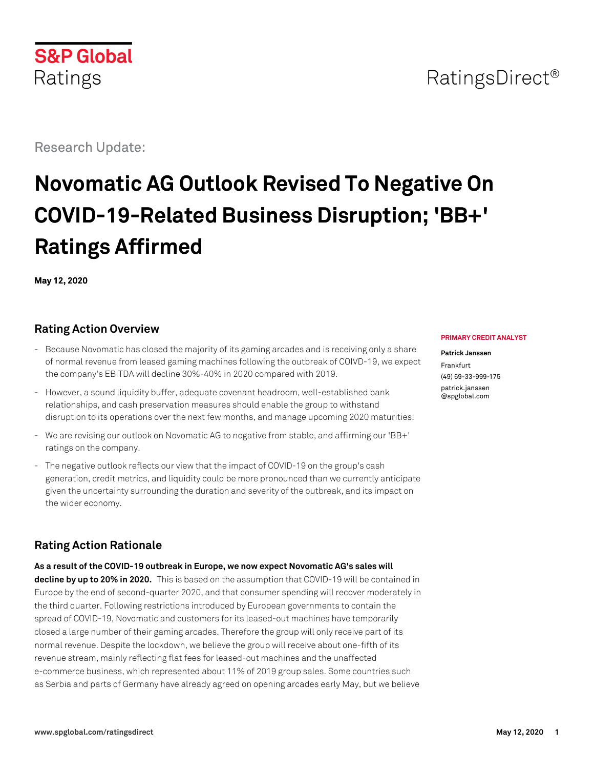S&P Global Ratings

RatingsDirect®

Research Update:

# Novomatic AG Outlook Revised To Negative On COVID-19-Related Business Disruption; 'BB+' Ratings Affirmed

**May 12, 2020**

PRIMARY CREDIT ANALYST

**Patrick Janssen**
Frankfurt
(49) 69-33-999-175
patrick.janssen@spglobal.com

## Rating Action Overview

- Because Novomatic has closed the majority of its gaming arcades and is receiving only a share of normal revenue from leased gaming machines following the outbreak of COIVD-19, we expect the company's EBITDA will decline 30%-40% in 2020 compared with 2019.
- However, a sound liquidity buffer, adequate covenant headroom, well-established bank relationships, and cash preservation measures should enable the group to withstand disruption to its operations over the next few months, and manage upcoming 2020 maturities.
- We are revising our outlook on Novomatic AG to negative from stable, and affirming our 'BB+' ratings on the company.
- The negative outlook reflects our view that the impact of COVID-19 on the group's cash generation, credit metrics, and liquidity could be more pronounced than we currently anticipate given the uncertainty surrounding the duration and severity of the outbreak, and its impact on the wider economy.

## Rating Action Rationale

**As a result of the COVID-19 outbreak in Europe, we now expect Novomatic AG's sales will decline by up to 20% in 2020.** This is based on the assumption that COVID-19 will be contained in Europe by the end of second-quarter 2020, and that consumer spending will recover moderately in the third quarter. Following restrictions introduced by European governments to contain the spread of COVID-19, Novomatic and customers for its leased-out machines have temporarily closed a large number of their gaming arcades. Therefore the group will only receive part of its normal revenue. Despite the lockdown, we believe the group will receive about one-fifth of its revenue stream, mainly reflecting flat fees for leased-out machines and the unaffected e-commerce business, which represented about 11% of 2019 group sales. Some countries such as Serbia and parts of Germany have already agreed on opening arcades early May, but we believe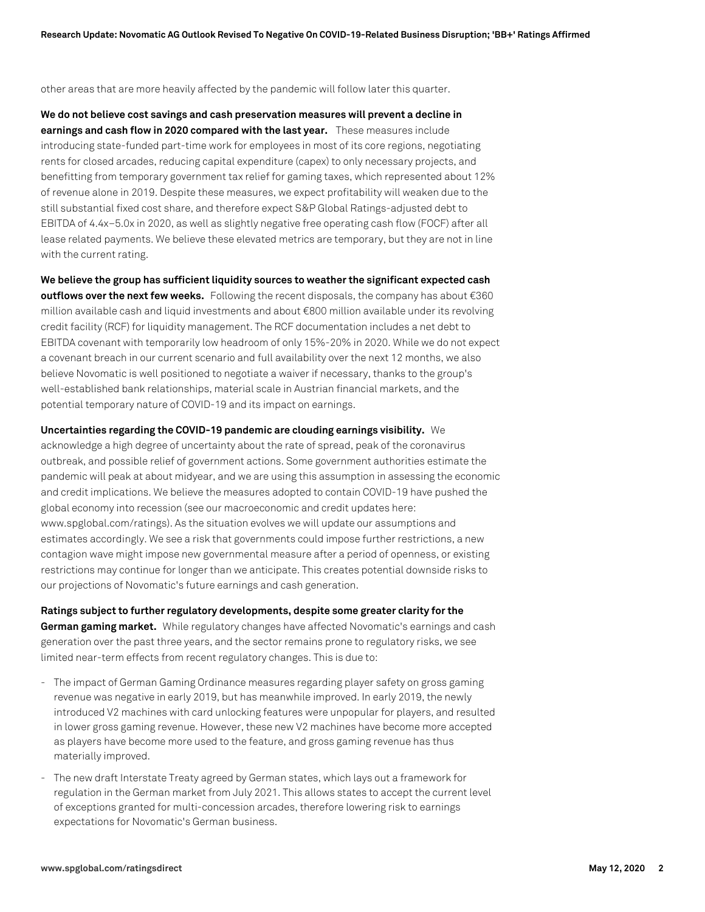other areas that are more heavily affected by the pandemic will follow later this quarter.

**We do not believe cost savings and cash preservation measures will prevent a decline in earnings and cash flow in 2020 compared with the last year.** These measures include introducing state-funded part-time work for employees in most of its core regions, negotiating rents for closed arcades, reducing capital expenditure (capex) to only necessary projects, and benefitting from temporary government tax relief for gaming taxes, which represented about 12% of revenue alone in 2019. Despite these measures, we expect profitability will weaken due to the still substantial fixed cost share, and therefore expect S&P Global Ratings-adjusted debt to EBITDA of 4.4x–5.0x in 2020, as well as slightly negative free operating cash flow (FOCF) after all lease related payments. We believe these elevated metrics are temporary, but they are not in line with the current rating.

**We believe the group has sufficient liquidity sources to weather the significant expected cash outflows over the next few weeks.** Following the recent disposals, the company has about €360 million available cash and liquid investments and about €800 million available under its revolving credit facility (RCF) for liquidity management. The RCF documentation includes a net debt to EBITDA covenant with temporarily low headroom of only 15%-20% in 2020. While we do not expect a covenant breach in our current scenario and full availability over the next 12 months, we also believe Novomatic is well positioned to negotiate a waiver if necessary, thanks to the group's well-established bank relationships, material scale in Austrian financial markets, and the potential temporary nature of COVID-19 and its impact on earnings.

**Uncertainties regarding the COVID-19 pandemic are clouding earnings visibility.** We acknowledge a high degree of uncertainty about the rate of spread, peak of the coronavirus outbreak, and possible relief of government actions. Some government authorities estimate the pandemic will peak at about midyear, and we are using this assumption in assessing the economic and credit implications. We believe the measures adopted to contain COVID-19 have pushed the global economy into recession (see our macroeconomic and credit updates here: www.spglobal.com/ratings). As the situation evolves we will update our assumptions and estimates accordingly. We see a risk that governments could impose further restrictions, a new contagion wave might impose new governmental measure after a period of openness, or existing restrictions may continue for longer than we anticipate. This creates potential downside risks to our projections of Novomatic's future earnings and cash generation.

**Ratings subject to further regulatory developments, despite some greater clarity for the German gaming market.** While regulatory changes have affected Novomatic's earnings and cash generation over the past three years, and the sector remains prone to regulatory risks, we see limited near-term effects from recent regulatory changes. This is due to:

- The impact of German Gaming Ordinance measures regarding player safety on gross gaming revenue was negative in early 2019, but has meanwhile improved. In early 2019, the newly introduced V2 machines with card unlocking features were unpopular for players, and resulted in lower gross gaming revenue. However, these new V2 machines have become more accepted as players have become more used to the feature, and gross gaming revenue has thus materially improved.
- The new draft Interstate Treaty agreed by German states, which lays out a framework for regulation in the German market from July 2021. This allows states to accept the current level of exceptions granted for multi-concession arcades, therefore lowering risk to earnings expectations for Novomatic's German business.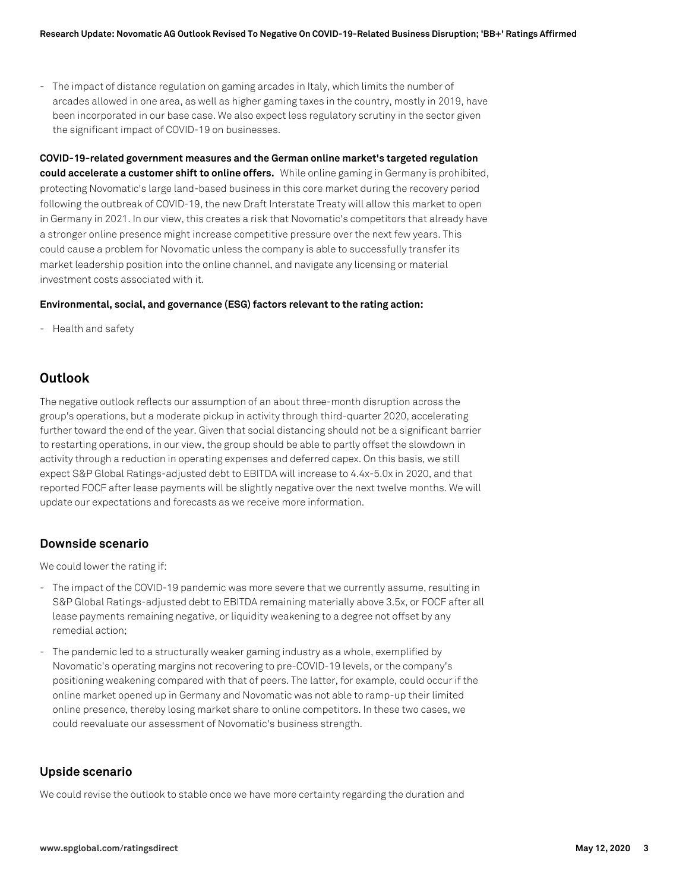- The impact of distance regulation on gaming arcades in Italy, which limits the number of arcades allowed in one area, as well as higher gaming taxes in the country, mostly in 2019, have been incorporated in our base case. We also expect less regulatory scrutiny in the sector given the significant impact of COVID-19 on businesses.

**COVID-19-related government measures and the German online market's targeted regulation could accelerate a customer shift to online offers.** While online gaming in Germany is prohibited, protecting Novomatic's large land-based business in this core market during the recovery period following the outbreak of COVID-19, the new Draft Interstate Treaty will allow this market to open in Germany in 2021. In our view, this creates a risk that Novomatic's competitors that already have a stronger online presence might increase competitive pressure over the next few years. This could cause a problem for Novomatic unless the company is able to successfully transfer its market leadership position into the online channel, and navigate any licensing or material investment costs associated with it.

**Environmental, social, and governance (ESG) factors relevant to the rating action:**

- Health and safety

## Outlook

The negative outlook reflects our assumption of an about three-month disruption across the group's operations, but a moderate pickup in activity through third-quarter 2020, accelerating further toward the end of the year. Given that social distancing should not be a significant barrier to restarting operations, in our view, the group should be able to partly offset the slowdown in activity through a reduction in operating expenses and deferred capex. On this basis, we still expect S&P Global Ratings-adjusted debt to EBITDA will increase to 4.4x-5.0x in 2020, and that reported FOCF after lease payments will be slightly negative over the next twelve months. We will update our expectations and forecasts as we receive more information.

### Downside scenario

We could lower the rating if:

- The impact of the COVID-19 pandemic was more severe that we currently assume, resulting in S&P Global Ratings-adjusted debt to EBITDA remaining materially above 3.5x, or FOCF after all lease payments remaining negative, or liquidity weakening to a degree not offset by any remedial action;
- The pandemic led to a structurally weaker gaming industry as a whole, exemplified by Novomatic's operating margins not recovering to pre-COVID-19 levels, or the company's positioning weakening compared with that of peers. The latter, for example, could occur if the online market opened up in Germany and Novomatic was not able to ramp-up their limited online presence, thereby losing market share to online competitors. In these two cases, we could reevaluate our assessment of Novomatic's business strength.

### Upside scenario

We could revise the outlook to stable once we have more certainty regarding the duration and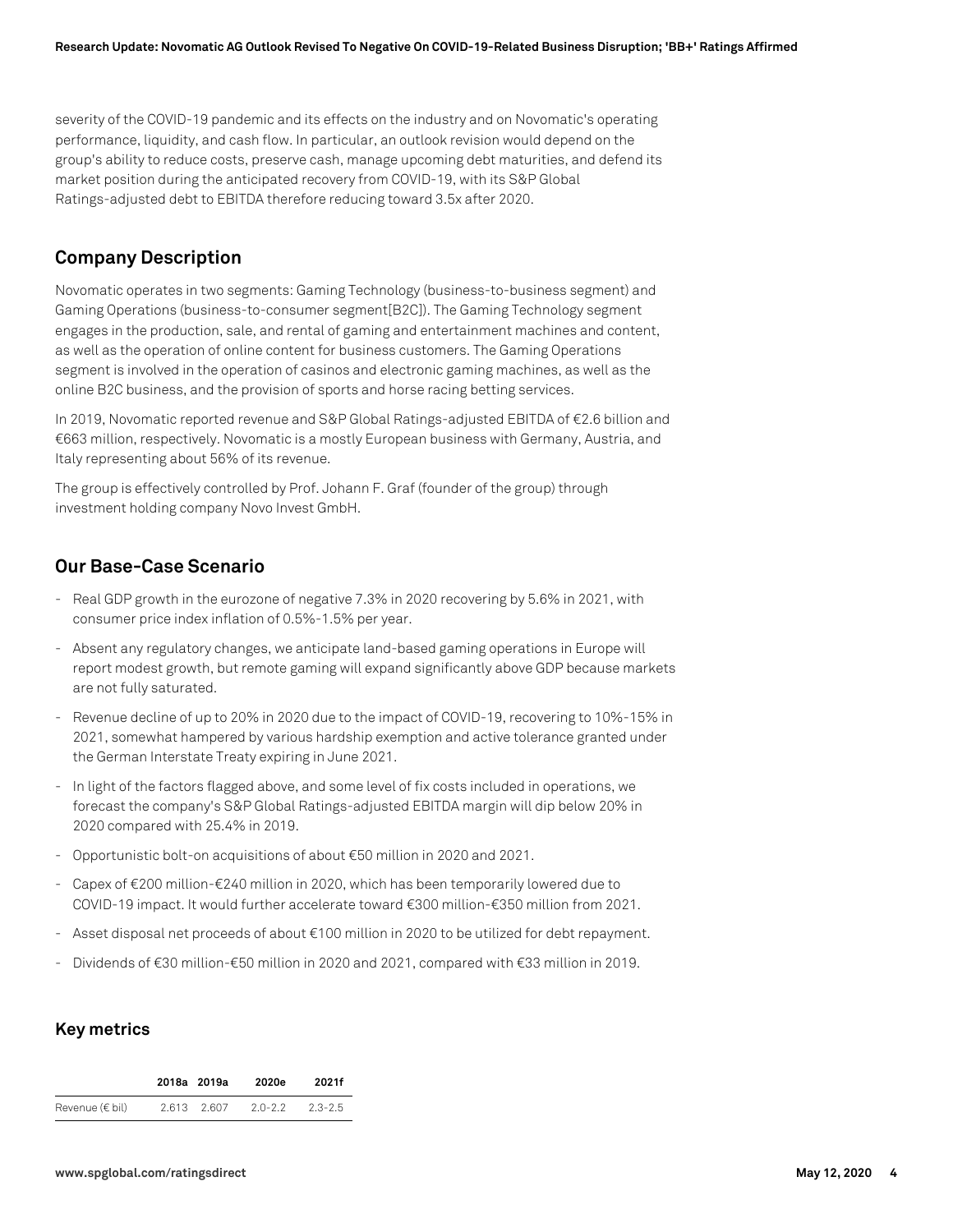severity of the COVID-19 pandemic and its effects on the industry and on Novomatic's operating performance, liquidity, and cash flow. In particular, an outlook revision would depend on the group's ability to reduce costs, preserve cash, manage upcoming debt maturities, and defend its market position during the anticipated recovery from COVID-19, with its S&P Global Ratings-adjusted debt to EBITDA therefore reducing toward 3.5x after 2020.

## Company Description

Novomatic operates in two segments: Gaming Technology (business-to-business segment) and Gaming Operations (business-to-consumer segment[B2C]). The Gaming Technology segment engages in the production, sale, and rental of gaming and entertainment machines and content, as well as the operation of online content for business customers. The Gaming Operations segment is involved in the operation of casinos and electronic gaming machines, as well as the online B2C business, and the provision of sports and horse racing betting services.

In 2019, Novomatic reported revenue and S&P Global Ratings-adjusted EBITDA of €2.6 billion and €663 million, respectively. Novomatic is a mostly European business with Germany, Austria, and Italy representing about 56% of its revenue.

The group is effectively controlled by Prof. Johann F. Graf (founder of the group) through investment holding company Novo Invest GmbH.

## Our Base-Case Scenario

- Real GDP growth in the eurozone of negative 7.3% in 2020 recovering by 5.6% in 2021, with consumer price index inflation of 0.5%-1.5% per year.
- Absent any regulatory changes, we anticipate land-based gaming operations in Europe will report modest growth, but remote gaming will expand significantly above GDP because markets are not fully saturated.
- Revenue decline of up to 20% in 2020 due to the impact of COVID-19, recovering to 10%-15% in 2021, somewhat hampered by various hardship exemption and active tolerance granted under the German Interstate Treaty expiring in June 2021.
- In light of the factors flagged above, and some level of fix costs included in operations, we forecast the company's S&P Global Ratings-adjusted EBITDA margin will dip below 20% in 2020 compared with 25.4% in 2019.
- Opportunistic bolt-on acquisitions of about €50 million in 2020 and 2021.
- Capex of €200 million-€240 million in 2020, which has been temporarily lowered due to COVID-19 impact. It would further accelerate toward €300 million-€350 million from 2021.
- Asset disposal net proceeds of about €100 million in 2020 to be utilized for debt repayment.
- Dividends of €30 million-€50 million in 2020 and 2021, compared with €33 million in 2019.

## Key metrics

| | 2018a | 2019a | 2020e | 2021f |
|---|---|---|---|---|
| Revenue (€ bil) | 2.613 | 2.607 | 2.0-2.2 | 2.3-2.5 |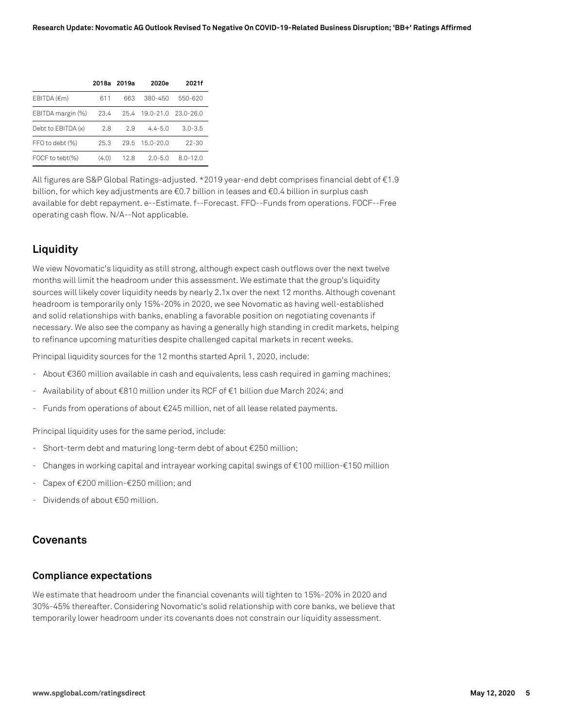| | 2018a | 2019a | 2020e | 2021f |
|---|---|---|---|---|
| EBITDA (€m) | 611 | 663 | 380-450 | 550-620 |
| EBITDA margin (%) | 23.4 | 25.4 | 19.0-21.0 | 23.0-26.0 |
| Debt to EBITDA (x) | 2.8 | 2.9 | 4.4-5.0 | 3.0-3.5 |
| FFO to debt (%) | 25.3 | 29.5 | 15.0-20.0 | 22-30 |
| FOCF to tebt(%) | (4.0) | 12.8 | 2.0-5.0 | 8.0-12.0 |

All figures are S&P Global Ratings-adjusted. *2019 year-end debt comprises financial debt of €1.9 billion, for which key adjustments are €0.7 billion in leases and €0.4 billion in surplus cash available for debt repayment. e--Estimate. f--Forecast. FFO--Funds from operations. FOCF--Free operating cash flow. N/A--Not applicable.

## Liquidity

We view Novomatic's liquidity as still strong, although expect cash outflows over the next twelve months will limit the headroom under this assessment. We estimate that the group's liquidity sources will likely cover liquidity needs by nearly 2.1x over the next 12 months. Although covenant headroom is temporarily only 15%-20% in 2020, we see Novomatic as having well-established and solid relationships with banks, enabling a favorable position on negotiating covenants if necessary. We also see the company as having a generally high standing in credit markets, helping to refinance upcoming maturities despite challenged capital markets in recent weeks.

Principal liquidity sources for the 12 months started April 1, 2020, include:

- About €360 million available in cash and equivalents, less cash required in gaming machines;
- Availability of about €810 million under its RCF of €1 billion due March 2024; and
- Funds from operations of about €245 million, net of all lease related payments.

Principal liquidity uses for the same period, include:

- Short-term debt and maturing long-term debt of about €250 million;
- Changes in working capital and intrayear working capital swings of €100 million-€150 million
- Capex of €200 million-€250 million; and
- Dividends of about €50 million.

## Covenants

### Compliance expectations

We estimate that headroom under the financial covenants will tighten to 15%-20% in 2020 and 30%-45% thereafter. Considering Novomatic's solid relationship with core banks, we believe that temporarily lower headroom under its covenants does not constrain our liquidity assessment.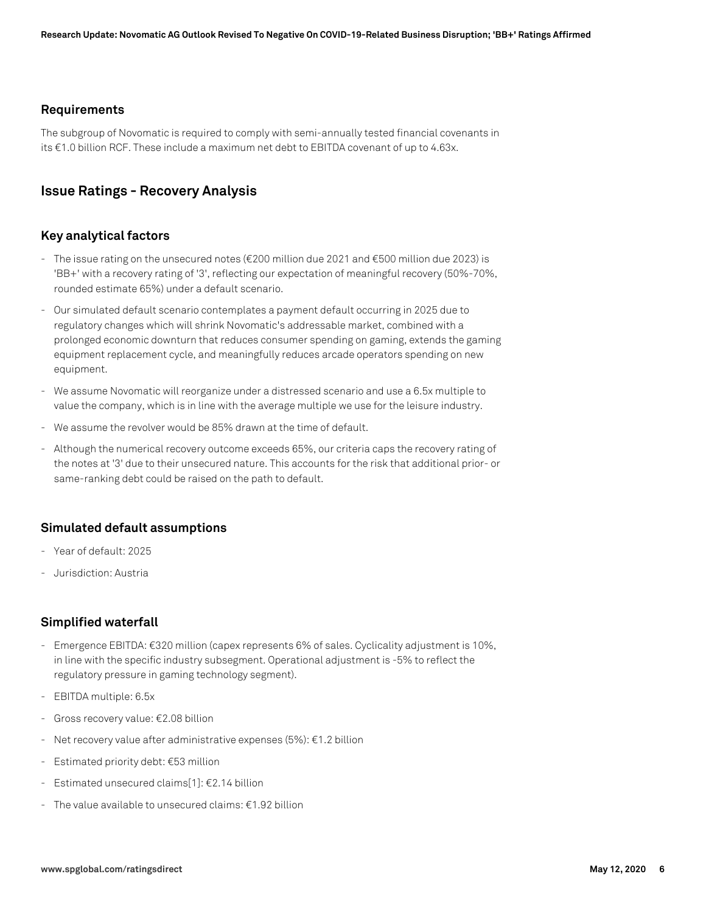### Requirements

The subgroup of Novomatic is required to comply with semi-annually tested financial covenants in its €1.0 billion RCF. These include a maximum net debt to EBITDA covenant of up to 4.63x.

## Issue Ratings - Recovery Analysis

### Key analytical factors

- The issue rating on the unsecured notes (€200 million due 2021 and €500 million due 2023) is 'BB+' with a recovery rating of '3', reflecting our expectation of meaningful recovery (50%-70%, rounded estimate 65%) under a default scenario.
- Our simulated default scenario contemplates a payment default occurring in 2025 due to regulatory changes which will shrink Novomatic's addressable market, combined with a prolonged economic downturn that reduces consumer spending on gaming, extends the gaming equipment replacement cycle, and meaningfully reduces arcade operators spending on new equipment.
- We assume Novomatic will reorganize under a distressed scenario and use a 6.5x multiple to value the company, which is in line with the average multiple we use for the leisure industry.
- We assume the revolver would be 85% drawn at the time of default.
- Although the numerical recovery outcome exceeds 65%, our criteria caps the recovery rating of the notes at '3' due to their unsecured nature. This accounts for the risk that additional prior- or same-ranking debt could be raised on the path to default.

### Simulated default assumptions

- Year of default: 2025
- Jurisdiction: Austria

### Simplified waterfall

- Emergence EBITDA: €320 million (capex represents 6% of sales. Cyclicality adjustment is 10%, in line with the specific industry subsegment. Operational adjustment is -5% to reflect the regulatory pressure in gaming technology segment).
- EBITDA multiple: 6.5x
- Gross recovery value: €2.08 billion
- Net recovery value after administrative expenses (5%): €1.2 billion
- Estimated priority debt: €53 million
- Estimated unsecured claims[1]: €2.14 billion
- The value available to unsecured claims: €1.92 billion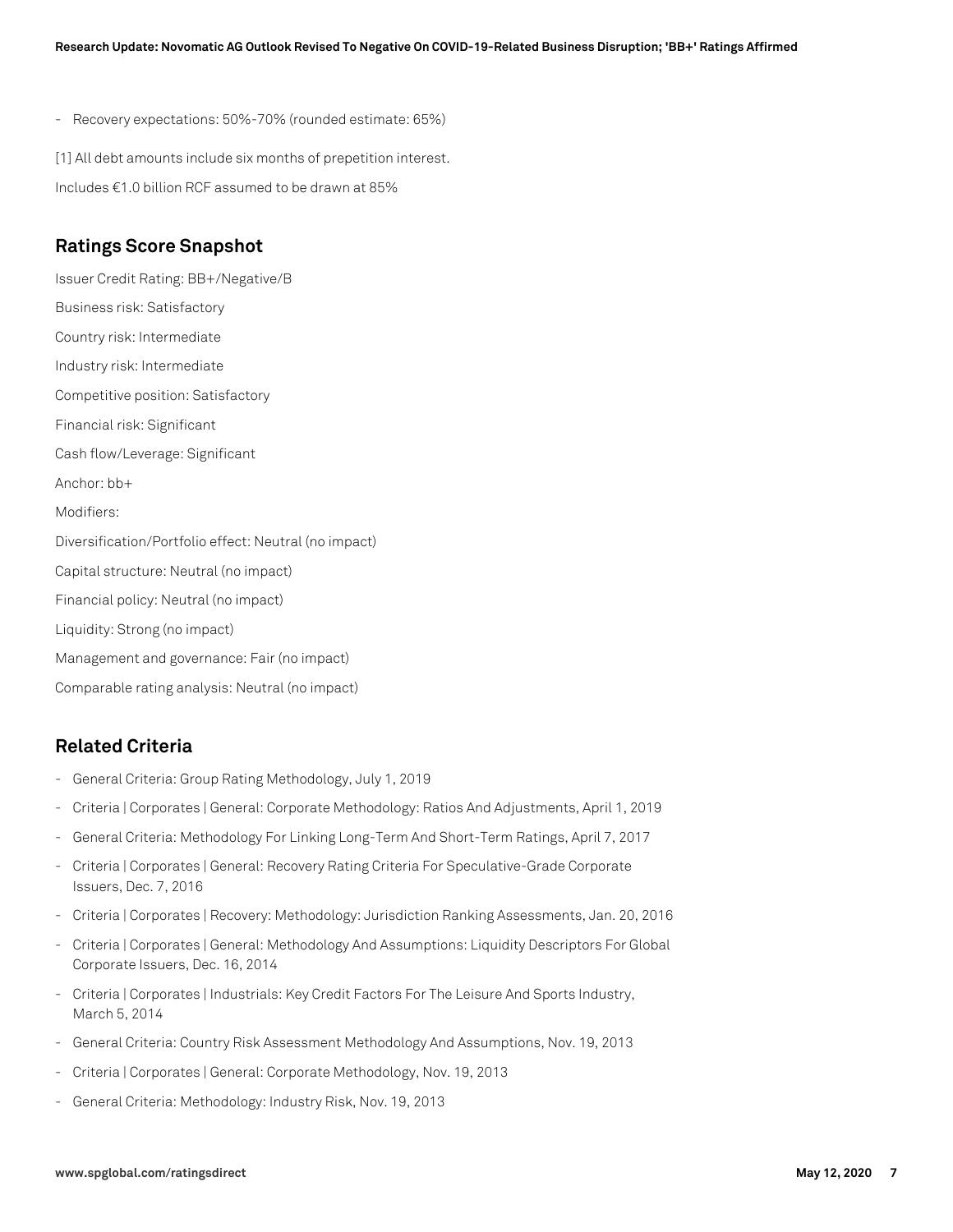- Recovery expectations: 50%-70% (rounded estimate: 65%)

[1] All debt amounts include six months of prepetition interest.

Includes €1.0 billion RCF assumed to be drawn at 85%

## Ratings Score Snapshot

Issuer Credit Rating: BB+/Negative/B

Business risk: Satisfactory

Country risk: Intermediate

Industry risk: Intermediate

Competitive position: Satisfactory

Financial risk: Significant

Cash flow/Leverage: Significant

Anchor: bb+

Modifiers:

Diversification/Portfolio effect: Neutral (no impact)

Capital structure: Neutral (no impact)

Financial policy: Neutral (no impact)

Liquidity: Strong (no impact)

Management and governance: Fair (no impact)

Comparable rating analysis: Neutral (no impact)

## Related Criteria

- General Criteria: Group Rating Methodology, July 1, 2019
- Criteria | Corporates | General: Corporate Methodology: Ratios And Adjustments, April 1, 2019
- General Criteria: Methodology For Linking Long-Term And Short-Term Ratings, April 7, 2017
- Criteria | Corporates | General: Recovery Rating Criteria For Speculative-Grade Corporate Issuers, Dec. 7, 2016
- Criteria | Corporates | Recovery: Methodology: Jurisdiction Ranking Assessments, Jan. 20, 2016
- Criteria | Corporates | General: Methodology And Assumptions: Liquidity Descriptors For Global Corporate Issuers, Dec. 16, 2014
- Criteria | Corporates | Industrials: Key Credit Factors For The Leisure And Sports Industry, March 5, 2014
- General Criteria: Country Risk Assessment Methodology And Assumptions, Nov. 19, 2013
- Criteria | Corporates | General: Corporate Methodology, Nov. 19, 2013
- General Criteria: Methodology: Industry Risk, Nov. 19, 2013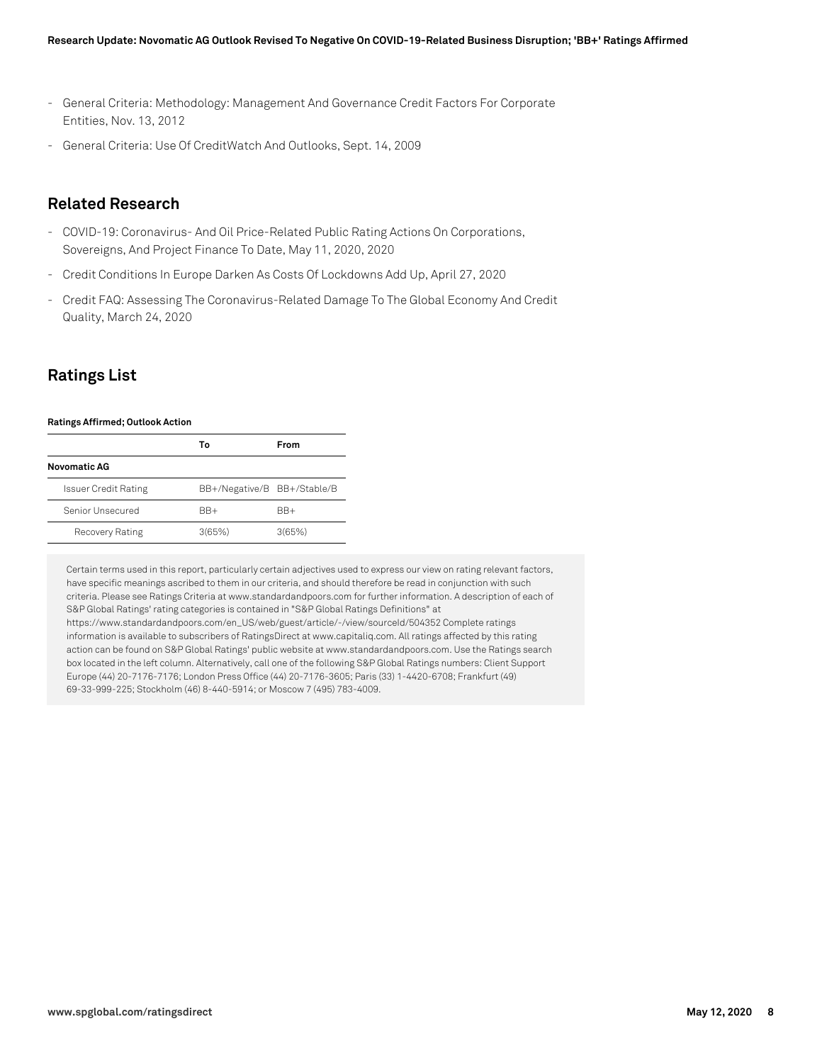- General Criteria: Methodology: Management And Governance Credit Factors For Corporate Entities, Nov. 13, 2012
- General Criteria: Use Of CreditWatch And Outlooks, Sept. 14, 2009

## Related Research

- COVID-19: Coronavirus- And Oil Price-Related Public Rating Actions On Corporations, Sovereigns, And Project Finance To Date, May 11, 2020, 2020
- Credit Conditions In Europe Darken As Costs Of Lockdowns Add Up, April 27, 2020
- Credit FAQ: Assessing The Coronavirus-Related Damage To The Global Economy And Credit Quality, March 24, 2020

## Ratings List

**Ratings Affirmed; Outlook Action**

| | To | From |
|---|---|---|
| **Novomatic AG** | | |
| Issuer Credit Rating | BB+/Negative/B | BB+/Stable/B |
| Senior Unsecured | BB+ | BB+ |
| Recovery Rating | 3(65%) | 3(65%) |

Certain terms used in this report, particularly certain adjectives used to express our view on rating relevant factors, have specific meanings ascribed to them in our criteria, and should therefore be read in conjunction with such criteria. Please see Ratings Criteria at www.standardandpoors.com for further information. A description of each of S&P Global Ratings' rating categories is contained in "S&P Global Ratings Definitions" at https://www.standardandpoors.com/en_US/web/guest/article/-/view/sourceId/504352 Complete ratings information is available to subscribers of RatingsDirect at www.capitaliq.com. All ratings affected by this rating action can be found on S&P Global Ratings' public website at www.standardandpoors.com. Use the Ratings search box located in the left column. Alternatively, call one of the following S&P Global Ratings numbers: Client Support Europe (44) 20-7176-7176; London Press Office (44) 20-7176-3605; Paris (33) 1-4420-6708; Frankfurt (49) 69-33-999-225; Stockholm (46) 8-440-5914; or Moscow 7 (495) 783-4009.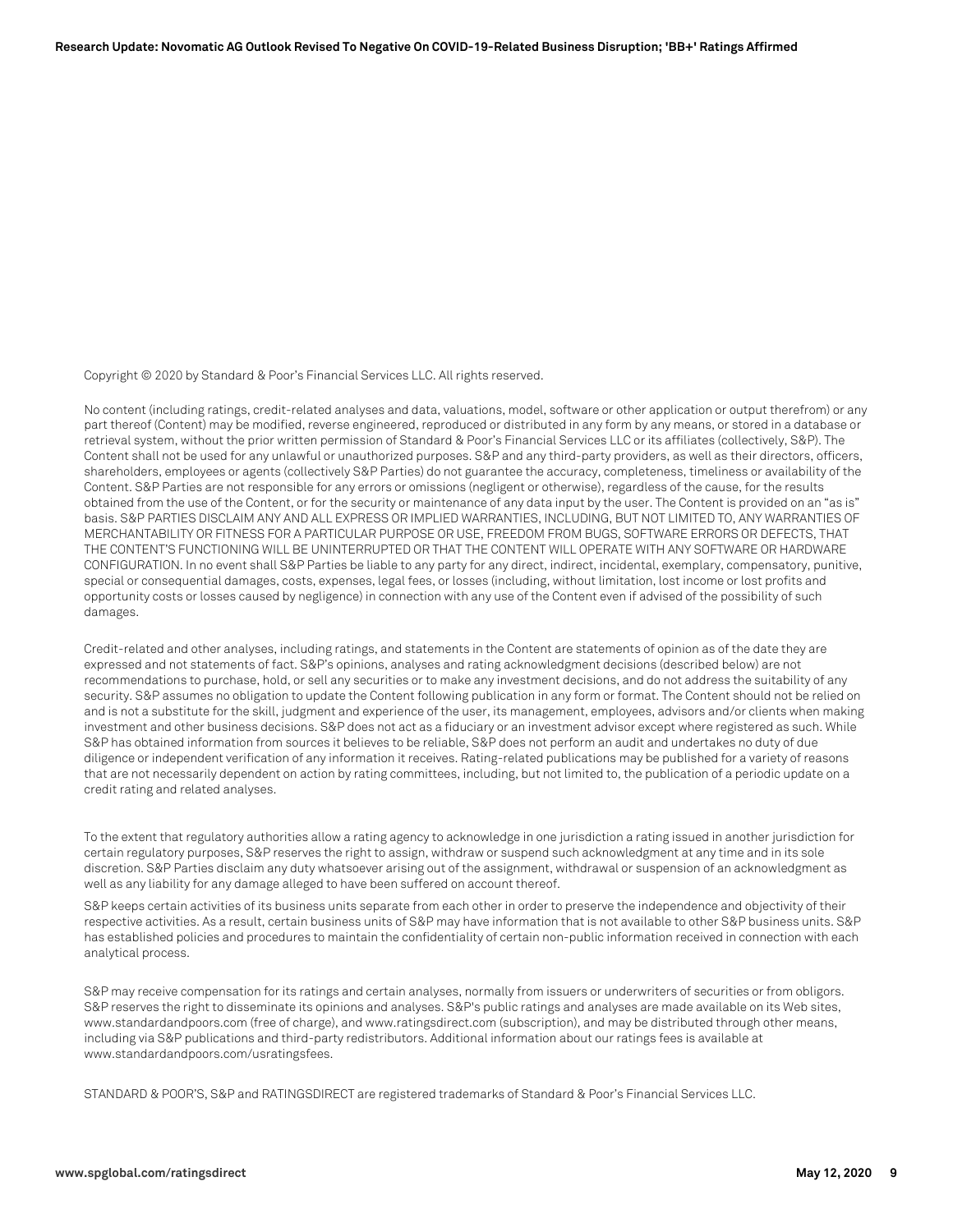Copyright © 2020 by Standard & Poor's Financial Services LLC. All rights reserved.

No content (including ratings, credit-related analyses and data, valuations, model, software or other application or output therefrom) or any part thereof (Content) may be modified, reverse engineered, reproduced or distributed in any form by any means, or stored in a database or retrieval system, without the prior written permission of Standard & Poor's Financial Services LLC or its affiliates (collectively, S&P). The Content shall not be used for any unlawful or unauthorized purposes. S&P and any third-party providers, as well as their directors, officers, shareholders, employees or agents (collectively S&P Parties) do not guarantee the accuracy, completeness, timeliness or availability of the Content. S&P Parties are not responsible for any errors or omissions (negligent or otherwise), regardless of the cause, for the results obtained from the use of the Content, or for the security or maintenance of any data input by the user. The Content is provided on an "as is" basis. S&P PARTIES DISCLAIM ANY AND ALL EXPRESS OR IMPLIED WARRANTIES, INCLUDING, BUT NOT LIMITED TO, ANY WARRANTIES OF MERCHANTABILITY OR FITNESS FOR A PARTICULAR PURPOSE OR USE, FREEDOM FROM BUGS, SOFTWARE ERRORS OR DEFECTS, THAT THE CONTENT'S FUNCTIONING WILL BE UNINTERRUPTED OR THAT THE CONTENT WILL OPERATE WITH ANY SOFTWARE OR HARDWARE CONFIGURATION. In no event shall S&P Parties be liable to any party for any direct, indirect, incidental, exemplary, compensatory, punitive, special or consequential damages, costs, expenses, legal fees, or losses (including, without limitation, lost income or lost profits and opportunity costs or losses caused by negligence) in connection with any use of the Content even if advised of the possibility of such damages.

Credit-related and other analyses, including ratings, and statements in the Content are statements of opinion as of the date they are expressed and not statements of fact. S&P's opinions, analyses and rating acknowledgment decisions (described below) are not recommendations to purchase, hold, or sell any securities or to make any investment decisions, and do not address the suitability of any security. S&P assumes no obligation to update the Content following publication in any form or format. The Content should not be relied on and is not a substitute for the skill, judgment and experience of the user, its management, employees, advisors and/or clients when making investment and other business decisions. S&P does not act as a fiduciary or an investment advisor except where registered as such. While S&P has obtained information from sources it believes to be reliable, S&P does not perform an audit and undertakes no duty of due diligence or independent verification of any information it receives. Rating-related publications may be published for a variety of reasons that are not necessarily dependent on action by rating committees, including, but not limited to, the publication of a periodic update on a credit rating and related analyses.

To the extent that regulatory authorities allow a rating agency to acknowledge in one jurisdiction a rating issued in another jurisdiction for certain regulatory purposes, S&P reserves the right to assign, withdraw or suspend such acknowledgment at any time and in its sole discretion. S&P Parties disclaim any duty whatsoever arising out of the assignment, withdrawal or suspension of an acknowledgment as well as any liability for any damage alleged to have been suffered on account thereof.

S&P keeps certain activities of its business units separate from each other in order to preserve the independence and objectivity of their respective activities. As a result, certain business units of S&P may have information that is not available to other S&P business units. S&P has established policies and procedures to maintain the confidentiality of certain non-public information received in connection with each analytical process.

S&P may receive compensation for its ratings and certain analyses, normally from issuers or underwriters of securities or from obligors. S&P reserves the right to disseminate its opinions and analyses. S&P's public ratings and analyses are made available on its Web sites, www.standardandpoors.com (free of charge), and www.ratingsdirect.com (subscription), and may be distributed through other means, including via S&P publications and third-party redistributors. Additional information about our ratings fees is available at www.standardandpoors.com/usratingsfees.

STANDARD & POOR'S, S&P and RATINGSDIRECT are registered trademarks of Standard & Poor's Financial Services LLC.